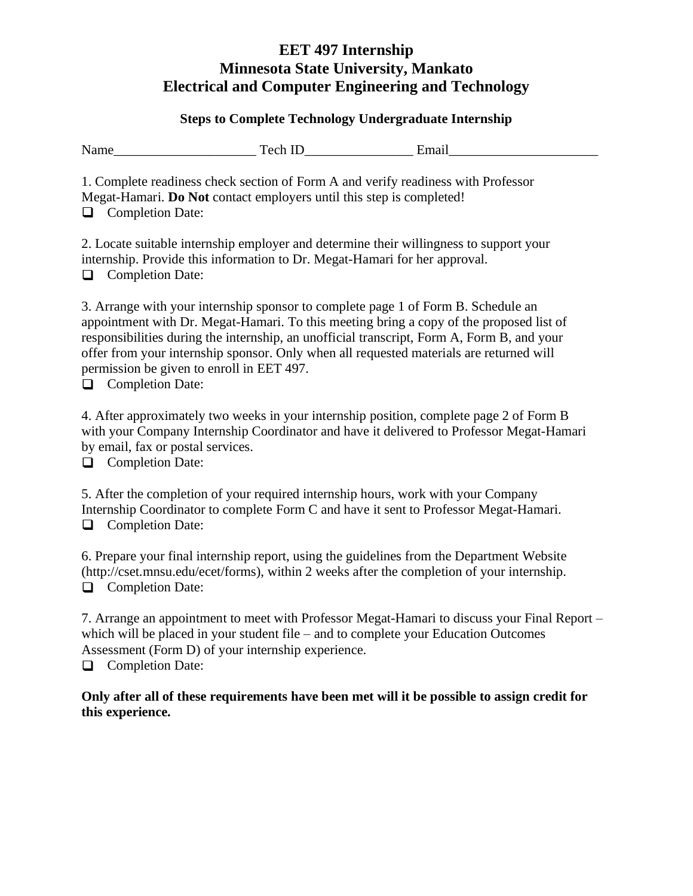# EET 497 Internship
# Minnesota State University, Mankato
# Electrical and Computer Engineering and Technology

### Steps to Complete Technology Undergraduate Internship

Name_____________________ Tech ID________________ Email______________________

1. Complete readiness check section of Form A and verify readiness with Professor Megat-Hamari. **Do Not** contact employers until this step is completed!
- [ ] Completion Date:

2. Locate suitable internship employer and determine their willingness to support your internship. Provide this information to Dr. Megat-Hamari for her approval.
- [ ] Completion Date:

3. Arrange with your internship sponsor to complete page 1 of Form B. Schedule an appointment with Dr. Megat-Hamari. To this meeting bring a copy of the proposed list of responsibilities during the internship, an unofficial transcript, Form A, Form B, and your offer from your internship sponsor. Only when all requested materials are returned will permission be given to enroll in EET 497.
- [ ] Completion Date:

4. After approximately two weeks in your internship position, complete page 2 of Form B with your Company Internship Coordinator and have it delivered to Professor Megat-Hamari by email, fax or postal services.
- [ ] Completion Date:

5. After the completion of your required internship hours, work with your Company Internship Coordinator to complete Form C and have it sent to Professor Megat-Hamari.
- [ ] Completion Date:

6. Prepare your final internship report, using the guidelines from the Department Website (http://cset.mnsu.edu/ecet/forms), within 2 weeks after the completion of your internship.
- [ ] Completion Date:

7. Arrange an appointment to meet with Professor Megat-Hamari to discuss your Final Report – which will be placed in your student file – and to complete your Education Outcomes Assessment (Form D) of your internship experience.
- [ ] Completion Date:

**Only after all of these requirements have been met will it be possible to assign credit for this experience.**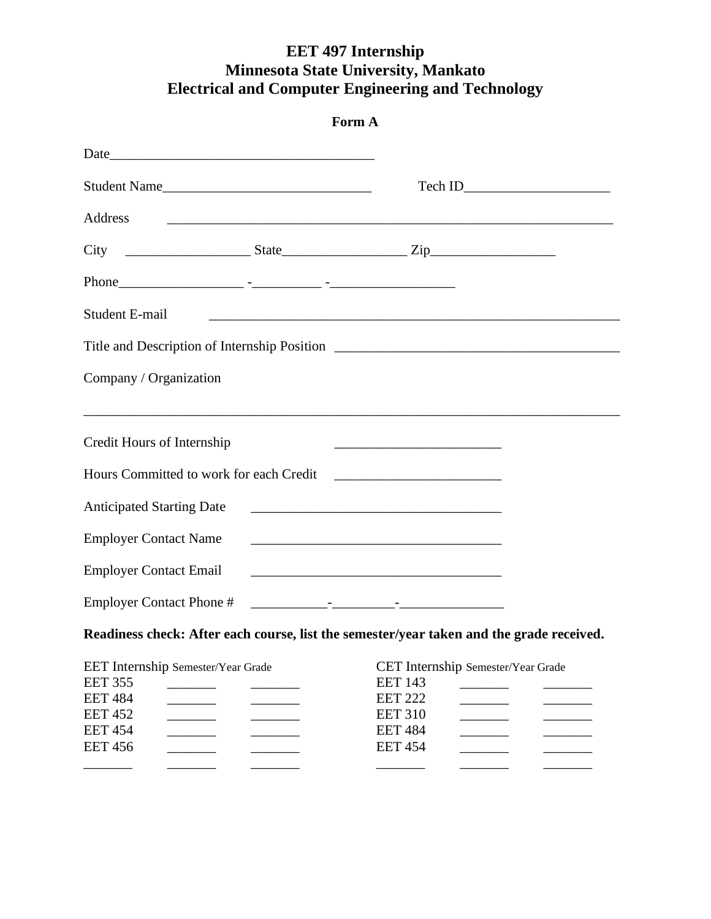# EET 497 Internship
# Minnesota State University, Mankato
# Electrical and Computer Engineering and Technology

**Form A**

Date______________________________________

Student Name______________________________ Tech ID_____________________

Address ________________________________________________________________

City _________________ State_________________ Zip_________________

Phone_________________ -_________ -_________________

Student E-mail ____________________________________________________________

Title and Description of Internship Position ________________________________________

Company / Organization

_____________________________________________________________________________

Credit Hours of Internship ________________________

Hours Committed to work for each Credit ________________________

Anticipated Starting Date ____________________________________

Employer Contact Name ____________________________________

Employer Contact Email ____________________________________

Employer Contact Phone # ___________-_________-_______________

**Readiness check: After each course, list the semester/year taken and the grade received.**

| EET Internship | Semester/Year | Grade | CET Internship | Semester/Year | Grade |
|---|---|---|---|---|---|
| EET 355 | _______ | _______ | EET 143 | _______ | _______ |
| EET 484 | _______ | _______ | EET 222 | _______ | _______ |
| EET 452 | _______ | _______ | EET 310 | _______ | _______ |
| EET 454 | _______ | _______ | EET 484 | _______ | _______ |
| EET 456 | _______ | _______ | EET 454 | _______ | _______ |
| _______ | _______ | _______ | _______ | _______ | _______ |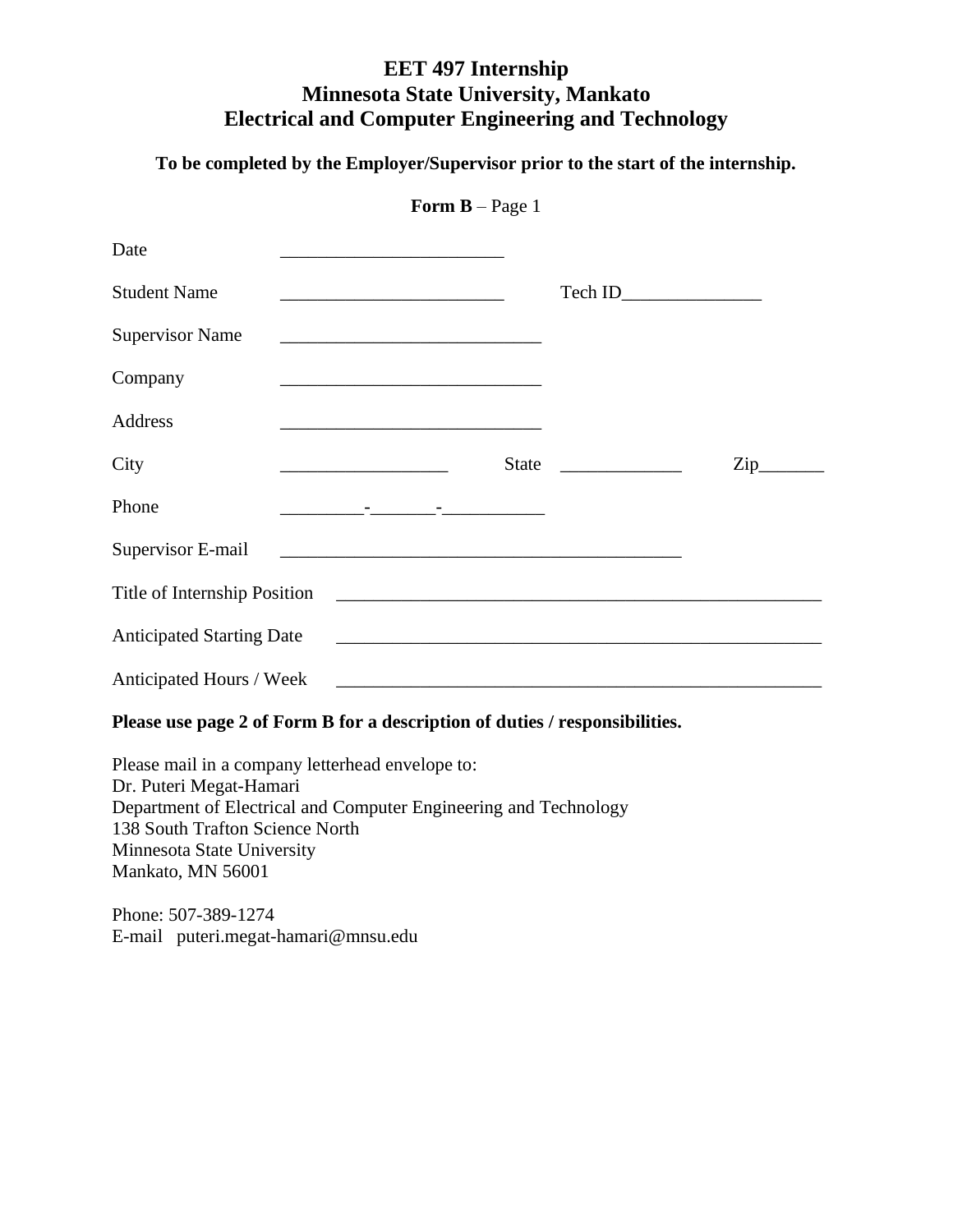# EET 497 Internship
# Minnesota State University, Mankato
# Electrical and Computer Engineering and Technology

**To be completed by the Employer/Supervisor prior to the start of the internship.**

**Form B** – Page 1

Date ________________________

Student Name ________________________ Tech ID_______________

Supervisor Name ____________________________

Company ____________________________

Address ____________________________

City __________________ State _____________ Zip_______

Phone _________-_______-___________

Supervisor E-mail ___________________________________________

Title of Internship Position _____________________________________________________

Anticipated Starting Date _____________________________________________________

Anticipated Hours / Week _____________________________________________________

**Please use page 2 of Form B for a description of duties / responsibilities.**

Please mail in a company letterhead envelope to:
Dr. Puteri Megat-Hamari
Department of Electrical and Computer Engineering and Technology
138 South Trafton Science North
Minnesota State University
Mankato, MN 56001

Phone: 507-389-1274
E-mail puteri.megat-hamari@mnsu.edu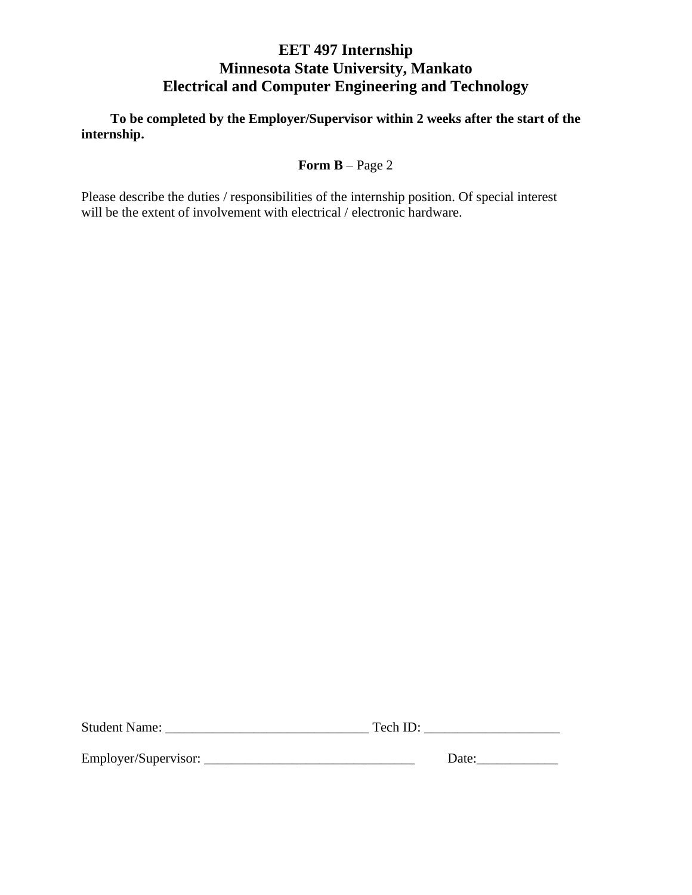# EET 497 Internship
# Minnesota State University, Mankato
# Electrical and Computer Engineering and Technology

**To be completed by the Employer/Supervisor within 2 weeks after the start of the internship.**

**Form B** – Page 2

Please describe the duties / responsibilities of the internship position. Of special interest will be the extent of involvement with electrical / electronic hardware.

Student Name: ______________________________ Tech ID: ____________________

Employer/Supervisor: _______________________________ Date:____________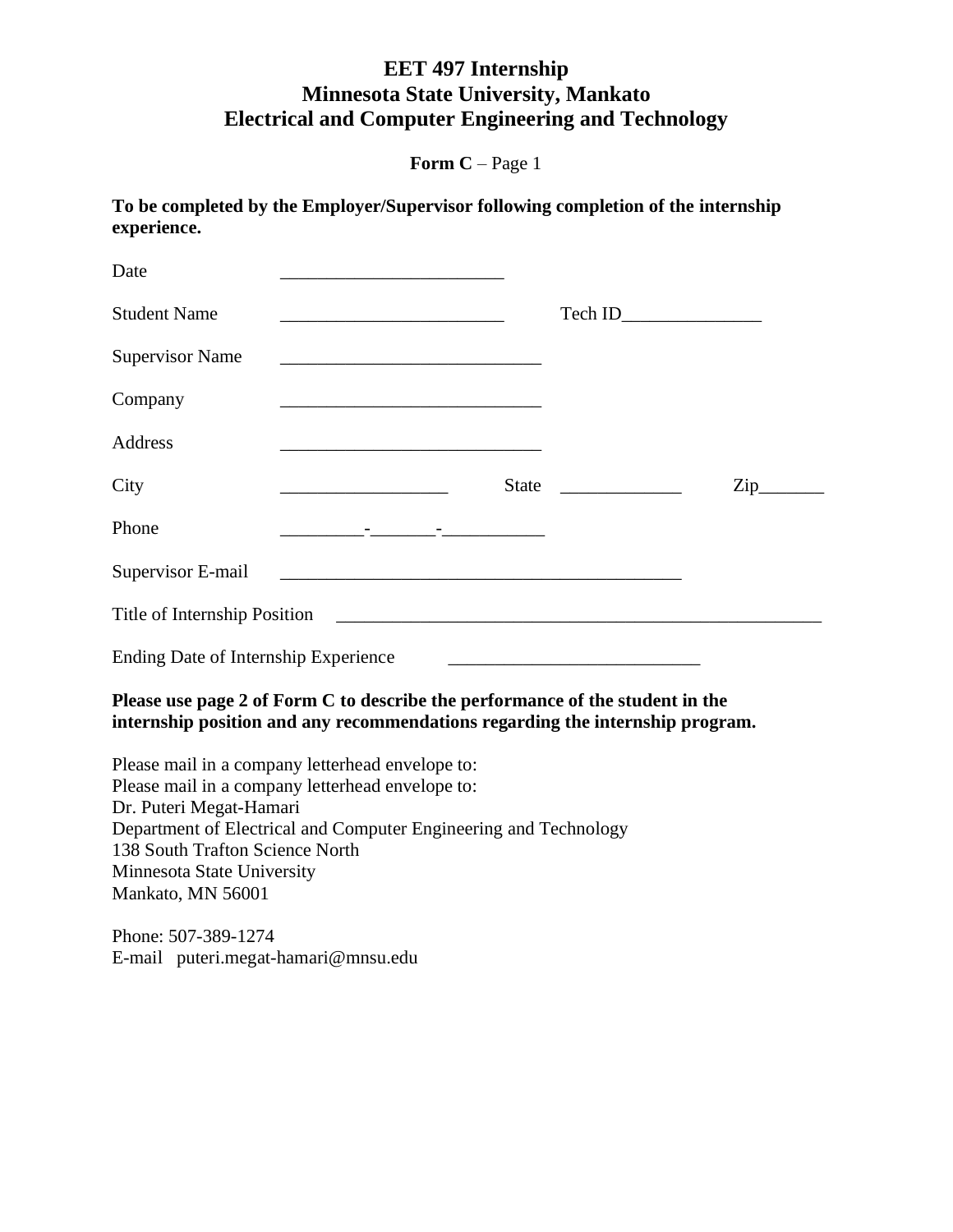# EET 497 Internship
# Minnesota State University, Mankato
# Electrical and Computer Engineering and Technology

**Form C** – Page 1

**To be completed by the Employer/Supervisor following completion of the internship experience.**

Date ________________________

Student Name ________________________ Tech ID_______________

Supervisor Name ____________________________

Company ____________________________

Address ____________________________

City __________________ State _____________ Zip_______

Phone _________-_______-___________

Supervisor E-mail ____________________________________________

Title of Internship Position ______________________________________________________

Ending Date of Internship Experience ___________________________

**Please use page 2 of Form C to describe the performance of the student in the internship position and any recommendations regarding the internship program.**

Please mail in a company letterhead envelope to:
Please mail in a company letterhead envelope to:
Dr. Puteri Megat-Hamari
Department of Electrical and Computer Engineering and Technology
138 South Trafton Science North
Minnesota State University
Mankato, MN 56001

Phone: 507-389-1274
E-mail puteri.megat-hamari@mnsu.edu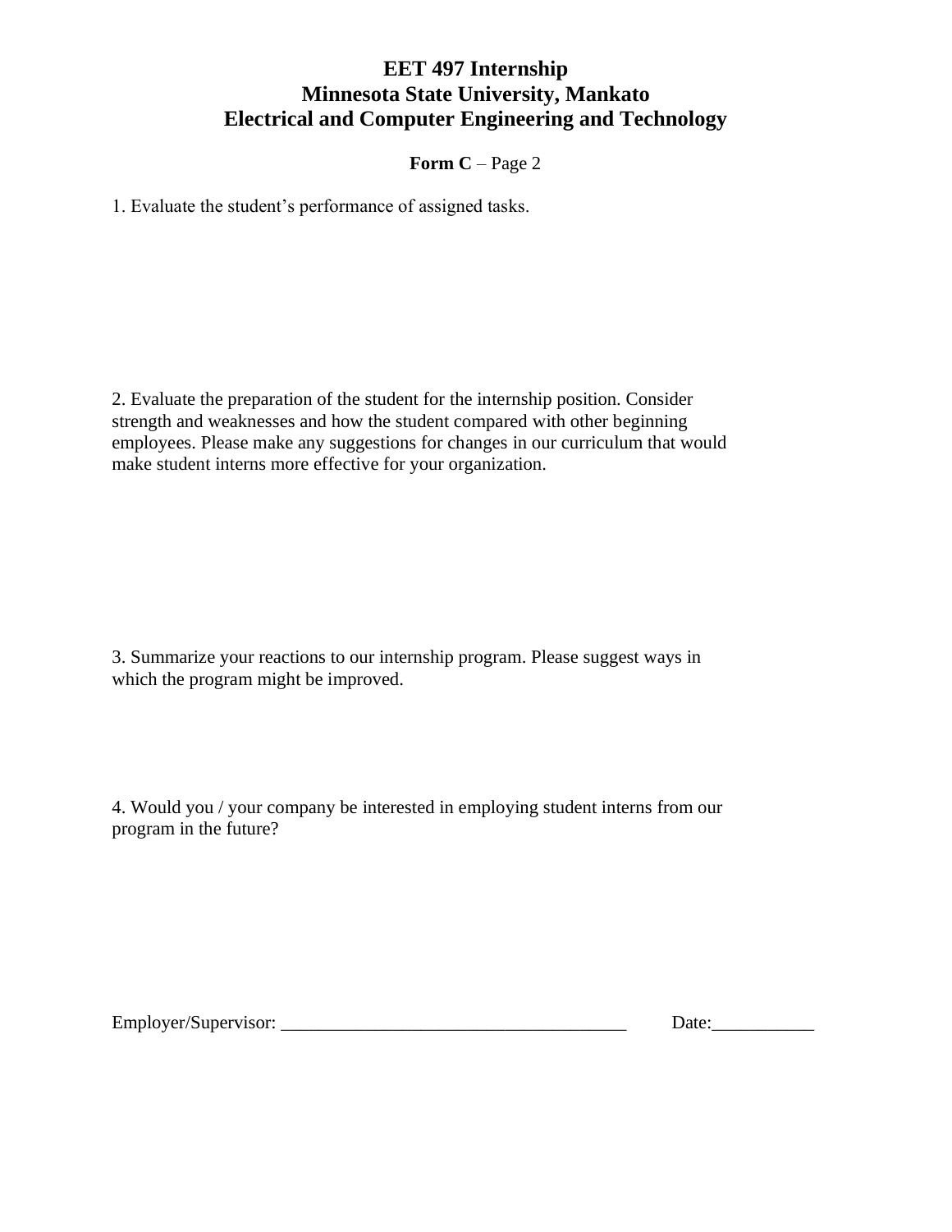# EET 497 Internship
# Minnesota State University, Mankato
# Electrical and Computer Engineering and Technology

**Form C** – Page 2

1. Evaluate the student's performance of assigned tasks.

2. Evaluate the preparation of the student for the internship position. Consider strength and weaknesses and how the student compared with other beginning employees. Please make any suggestions for changes in our curriculum that would make student interns more effective for your organization.

3. Summarize your reactions to our internship program. Please suggest ways in which the program might be improved.

4. Would you / your company be interested in employing student interns from our program in the future?

Employer/Supervisor: _____________________________________ Date:___________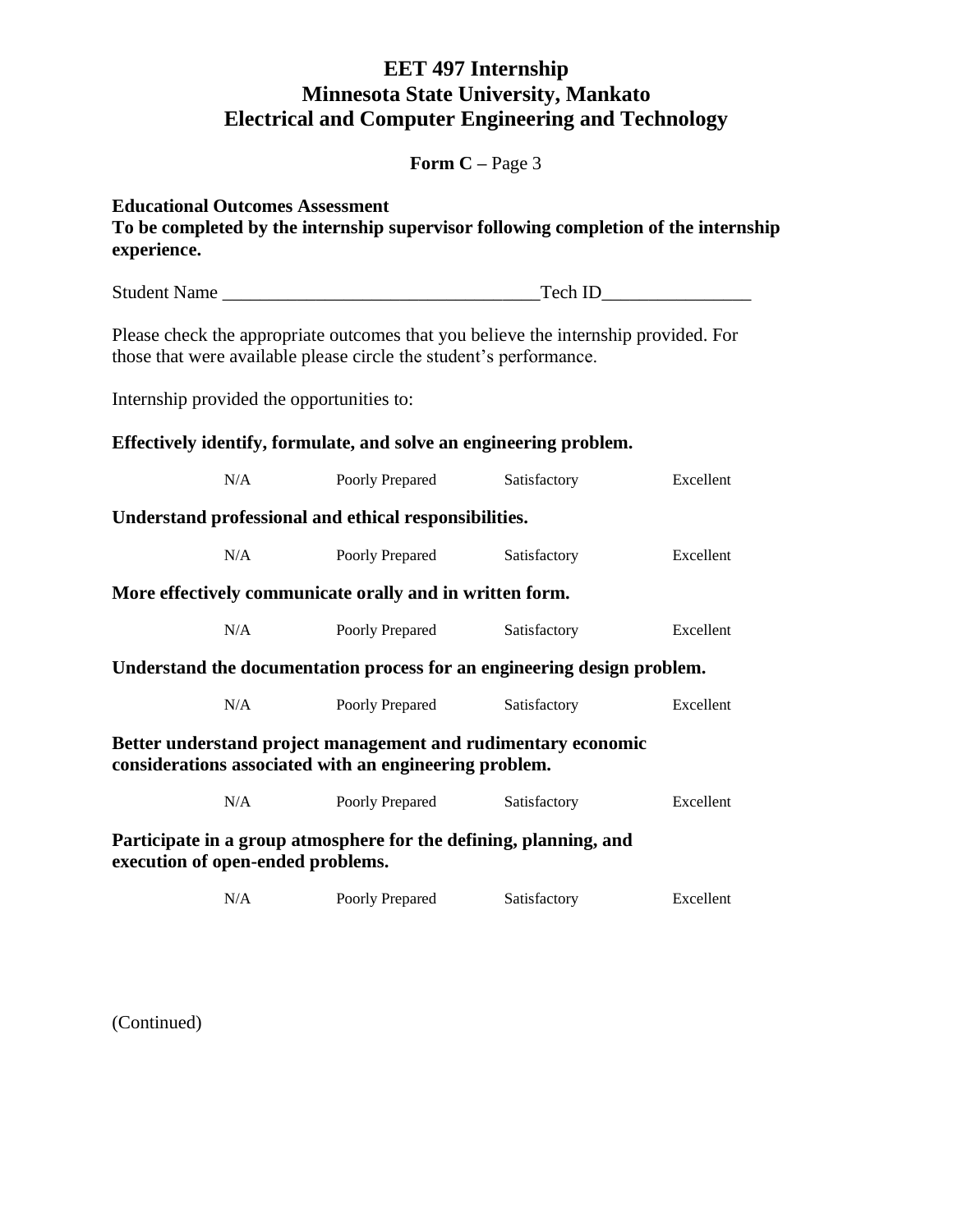# EET 497 Internship
# Minnesota State University, Mankato
# Electrical and Computer Engineering and Technology

**Form C –** Page 3

**Educational Outcomes Assessment**
**To be completed by the internship supervisor following completion of the internship experience.**

Student Name ________________________________Tech ID________________

Please check the appropriate outcomes that you believe the internship provided. For those that were available please circle the student's performance.

Internship provided the opportunities to:

**Effectively identify, formulate, and solve an engineering problem.**

N/A　　Poorly Prepared　　Satisfactory　　Excellent

**Understand professional and ethical responsibilities.**

N/A　　Poorly Prepared　　Satisfactory　　Excellent

**More effectively communicate orally and in written form.**

N/A　　Poorly Prepared　　Satisfactory　　Excellent

**Understand the documentation process for an engineering design problem.**

N/A　　Poorly Prepared　　Satisfactory　　Excellent

**Better understand project management and rudimentary economic considerations associated with an engineering problem.**

N/A　　Poorly Prepared　　Satisfactory　　Excellent

**Participate in a group atmosphere for the defining, planning, and execution of open-ended problems.**

N/A　　Poorly Prepared　　Satisfactory　　Excellent

(Continued)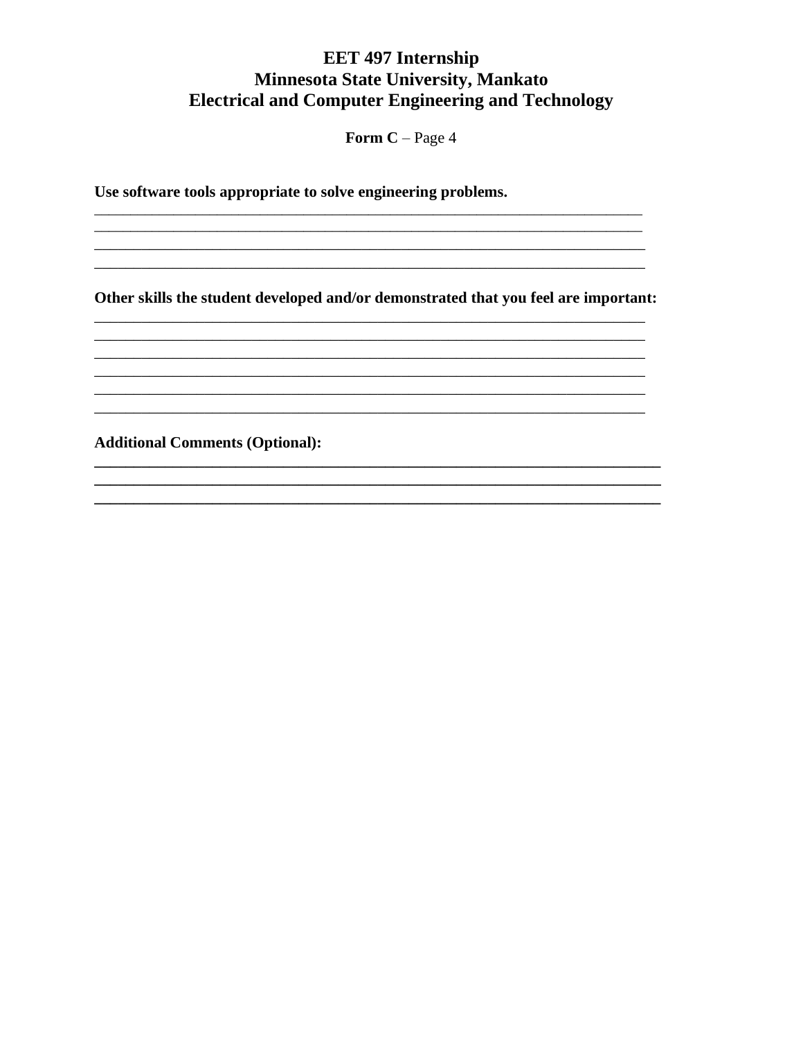# EET 497 Internship
# Minnesota State University, Mankato
# Electrical and Computer Engineering and Technology

**Form C** – Page 4

**Use software tools appropriate to solve engineering problems.**

___________________________________________________________________________
___________________________________________________________________________
___________________________________________________________________________
___________________________________________________________________________

**Other skills the student developed and/or demonstrated that you feel are important:**

___________________________________________________________________________
___________________________________________________________________________
___________________________________________________________________________
___________________________________________________________________________
___________________________________________________________________________
___________________________________________________________________________

**Additional Comments (Optional):**

___________________________________________________________________________
___________________________________________________________________________
___________________________________________________________________________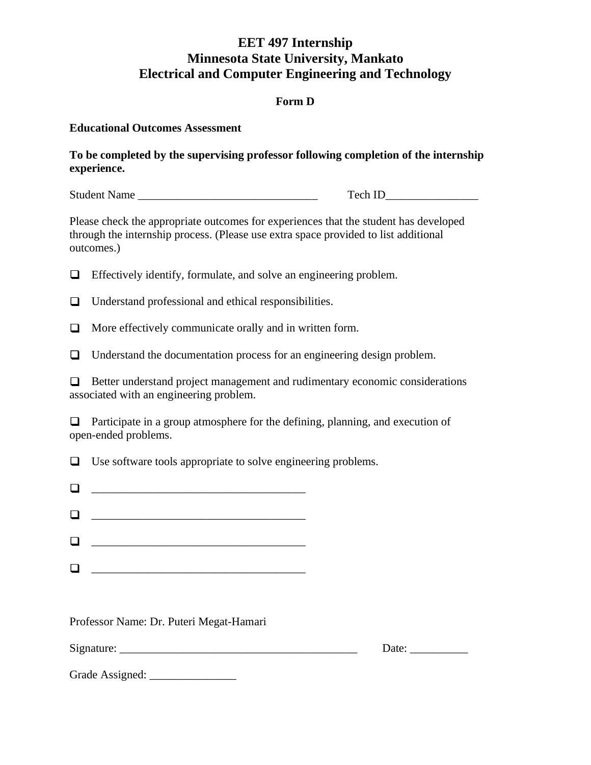# EET 497 Internship
# Minnesota State University, Mankato
# Electrical and Computer Engineering and Technology

**Form D**

**Educational Outcomes Assessment**

**To be completed by the supervising professor following completion of the internship experience.**

Student Name _______________________________ Tech ID________________

Please check the appropriate outcomes for experiences that the student has developed through the internship process. (Please use extra space provided to list additional outcomes.)

- ❑ Effectively identify, formulate, and solve an engineering problem.
- ❑ Understand professional and ethical responsibilities.
- ❑ More effectively communicate orally and in written form.
- ❑ Understand the documentation process for an engineering design problem.
- ❑ Better understand project management and rudimentary economic considerations associated with an engineering problem.
- ❑ Participate in a group atmosphere for the defining, planning, and execution of open-ended problems.
- ❑ Use software tools appropriate to solve engineering problems.
- ❑ ____________________________________
- ❑ ____________________________________
- ❑ ____________________________________
- ❑ ____________________________________

Professor Name: Dr. Puteri Megat-Hamari

Signature: _________________________________________ Date: __________

Grade Assigned: _______________